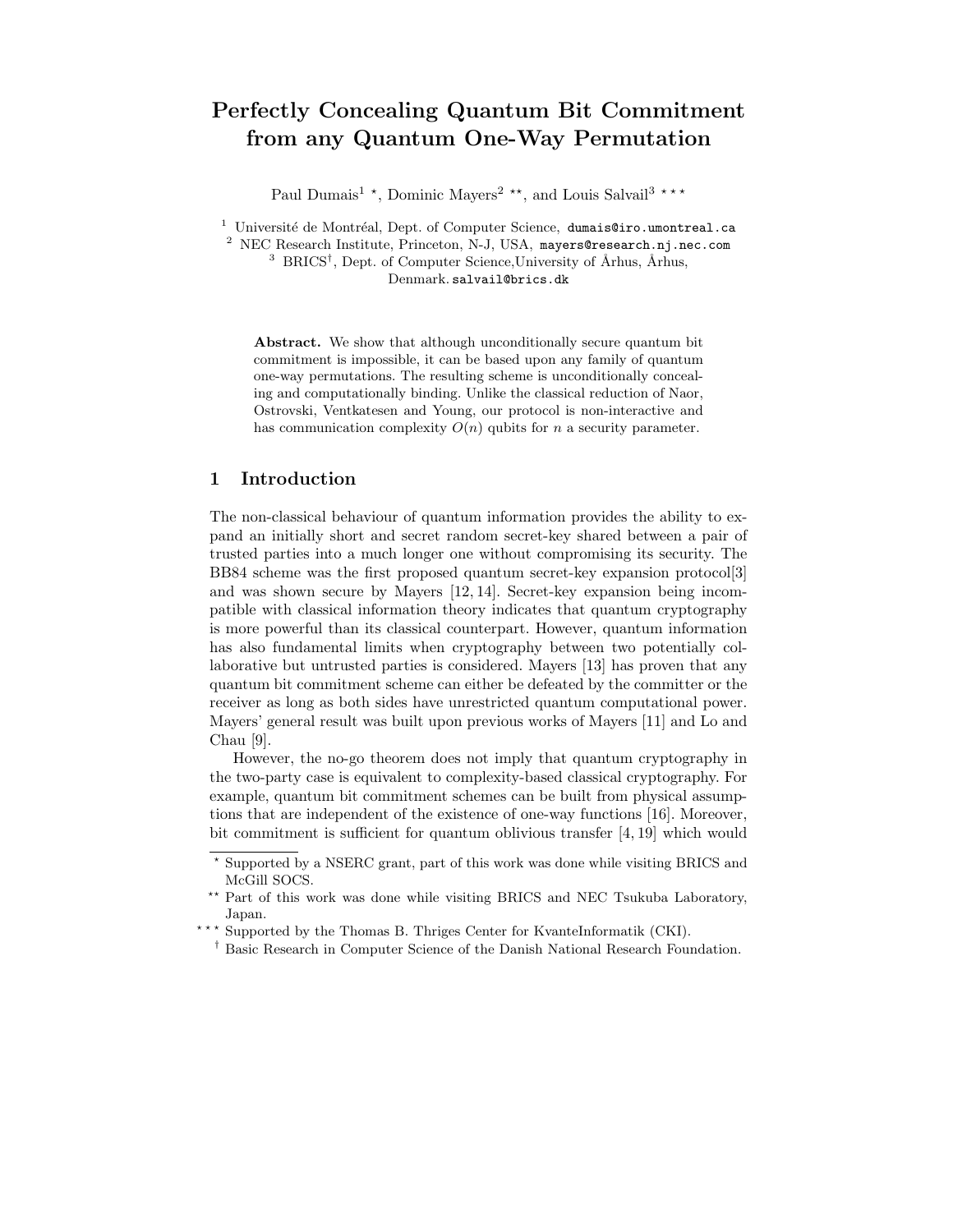# Perfectly Concealing Quantum Bit Commitment from any Quantum One-Way Permutation

Paul Dumais[1] ⋆, Dominic Mayers[2] ⋆⋆, and Louis Salvail[3] ⋆⋆⋆

[1] Université de Montréal, Dept. of Computer Science, dumais@iro.umontreal.ca

[2] NEC Research Institute, Princeton, N-J, USA, mayers@research.nj.nec.com

[3] BRICS†, Dept. of Computer Science,University of Århus, Århus, Denmark. salvail@brics.dk

**Abstract.** We show that although unconditionally secure quantum bit commitment is impossible, it can be based upon any family of quantum one-way permutations. The resulting scheme is unconditionally concealing and computationally binding. Unlike the classical reduction of Naor, Ostrovski, Ventkatesen and Young, our protocol is non-interactive and has communication complexity $O(n)$ qubits for $n$ a security parameter.

## 1 Introduction

The non-classical behaviour of quantum information provides the ability to expand an initially short and secret random secret-key shared between a pair of trusted parties into a much longer one without compromising its security. The BB84 scheme was the first proposed quantum secret-key expansion protocol[3] and was shown secure by Mayers [12, 14]. Secret-key expansion being incompatible with classical information theory indicates that quantum cryptography is more powerful than its classical counterpart. However, quantum information has also fundamental limits when cryptography between two potentially collaborative but untrusted parties is considered. Mayers [13] has proven that any quantum bit commitment scheme can either be defeated by the committer or the receiver as long as both sides have unrestricted quantum computational power. Mayers' general result was built upon previous works of Mayers [11] and Lo and Chau [9].

However, the no-go theorem does not imply that quantum cryptography in the two-party case is equivalent to complexity-based classical cryptography. For example, quantum bit commitment schemes can be built from physical assumptions that are independent of the existence of one-way functions [16]. Moreover, bit commitment is sufficient for quantum oblivious transfer [4, 19] which would

⋆ Supported by a NSERC grant, part of this work was done while visiting BRICS and McGill SOCS.

⋆⋆ Part of this work was done while visiting BRICS and NEC Tsukuba Laboratory, Japan.

⋆⋆⋆ Supported by the Thomas B. Thriges Center for KvanteInformatik (CKI).

† Basic Research in Computer Science of the Danish National Research Foundation.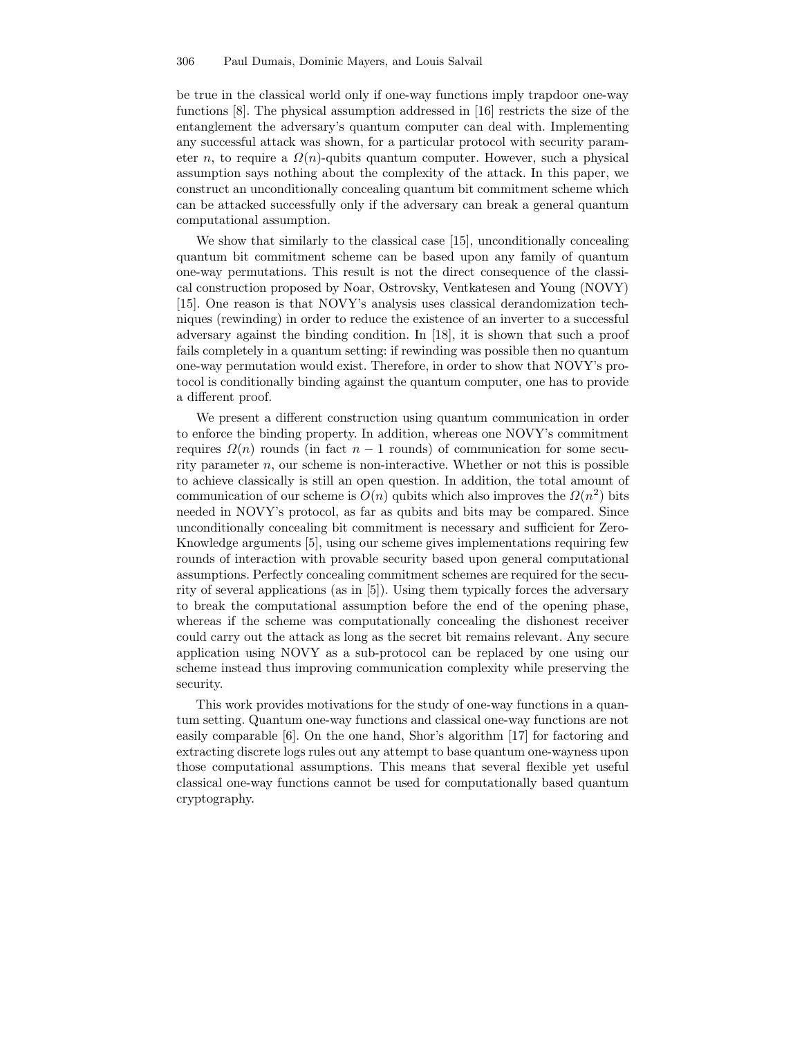be true in the classical world only if one-way functions imply trapdoor one-way functions [8]. The physical assumption addressed in [16] restricts the size of the entanglement the adversary's quantum computer can deal with. Implementing any successful attack was shown, for a particular protocol with security parameter $n$, to require a $\Omega(n)$-qubits quantum computer. However, such a physical assumption says nothing about the complexity of the attack. In this paper, we construct an unconditionally concealing quantum bit commitment scheme which can be attacked successfully only if the adversary can break a general quantum computational assumption.

We show that similarly to the classical case [15], unconditionally concealing quantum bit commitment scheme can be based upon any family of quantum one-way permutations. This result is not the direct consequence of the classical construction proposed by Noar, Ostrovsky, Ventkatesen and Young (NOVY) [15]. One reason is that NOVY's analysis uses classical derandomization techniques (rewinding) in order to reduce the existence of an inverter to a successful adversary against the binding condition. In [18], it is shown that such a proof fails completely in a quantum setting: if rewinding was possible then no quantum one-way permutation would exist. Therefore, in order to show that NOVY's protocol is conditionally binding against the quantum computer, one has to provide a different proof.

We present a different construction using quantum communication in order to enforce the binding property. In addition, whereas one NOVY's commitment requires $\Omega(n)$ rounds (in fact $n-1$ rounds) of communication for some security parameter $n$, our scheme is non-interactive. Whether or not this is possible to achieve classically is still an open question. In addition, the total amount of communication of our scheme is $O(n)$ qubits which also improves the $\Omega(n^2)$ bits needed in NOVY's protocol, as far as qubits and bits may be compared. Since unconditionally concealing bit commitment is necessary and sufficient for Zero-Knowledge arguments [5], using our scheme gives implementations requiring few rounds of interaction with provable security based upon general computational assumptions. Perfectly concealing commitment schemes are required for the security of several applications (as in [5]). Using them typically forces the adversary to break the computational assumption before the end of the opening phase, whereas if the scheme was computationally concealing the dishonest receiver could carry out the attack as long as the secret bit remains relevant. Any secure application using NOVY as a sub-protocol can be replaced by one using our scheme instead thus improving communication complexity while preserving the security.

This work provides motivations for the study of one-way functions in a quantum setting. Quantum one-way functions and classical one-way functions are not easily comparable [6]. On the one hand, Shor's algorithm [17] for factoring and extracting discrete logs rules out any attempt to base quantum one-wayness upon those computational assumptions. This means that several flexible yet useful classical one-way functions cannot be used for computationally based quantum cryptography.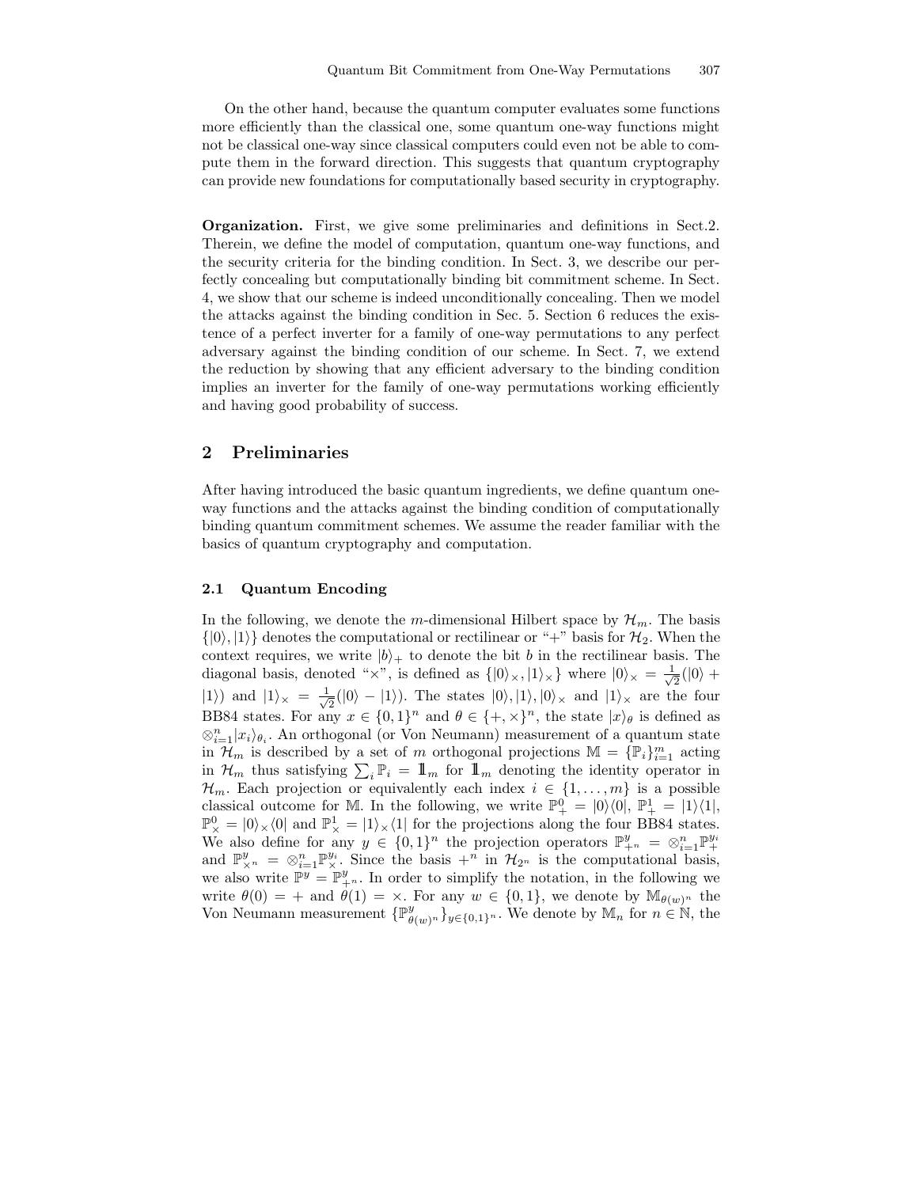On the other hand, because the quantum computer evaluates some functions more efficiently than the classical one, some quantum one-way functions might not be classical one-way since classical computers could even not be able to compute them in the forward direction. This suggests that quantum cryptography can provide new foundations for computationally based security in cryptography.

**Organization.** First, we give some preliminaries and definitions in Sect.2. Therein, we define the model of computation, quantum one-way functions, and the security criteria for the binding condition. In Sect. 3, we describe our perfectly concealing but computationally binding bit commitment scheme. In Sect. 4, we show that our scheme is indeed unconditionally concealing. Then we model the attacks against the binding condition in Sec. 5. Section 6 reduces the existence of a perfect inverter for a family of one-way permutations to any perfect adversary against the binding condition of our scheme. In Sect. 7, we extend the reduction by showing that any efficient adversary to the binding condition implies an inverter for the family of one-way permutations working efficiently and having good probability of success.

## 2 Preliminaries

After having introduced the basic quantum ingredients, we define quantum one-way functions and the attacks against the binding condition of computationally binding quantum commitment schemes. We assume the reader familiar with the basics of quantum cryptography and computation.

### 2.1 Quantum Encoding

In the following, we denote the $m$-dimensional Hilbert space by $\mathcal{H}_m$. The basis $\{|0\rangle, |1\rangle\}$ denotes the computational or rectilinear or "+" basis for $\mathcal{H}_2$. When the context requires, we write $|b\rangle_+$ to denote the bit $b$ in the rectilinear basis. The diagonal basis, denoted "$\times$", is defined as $\{|0\rangle_\times, |1\rangle_\times\}$ where $|0\rangle_\times = \frac{1}{\sqrt{2}}(|0\rangle + |1\rangle)$ and $|1\rangle_\times = \frac{1}{\sqrt{2}}(|0\rangle - |1\rangle)$. The states $|0\rangle, |1\rangle, |0\rangle_\times$ and $|1\rangle_\times$ are the four BB84 states. For any $x \in \{0,1\}^n$ and $\theta \in \{+,\times\}^n$, the state $|x\rangle_\theta$ is defined as $\otimes_{i=1}^n |x_i\rangle_{\theta_i}$. An orthogonal (or Von Neumann) measurement of a quantum state in $\mathcal{H}_m$ is described by a set of $m$ orthogonal projections $\mathbb{M} = \{\mathbb{P}_i\}_{i=1}^m$ acting in $\mathcal{H}_m$ thus satisfying $\sum_i \mathbb{P}_i = \mathbb{1}_m$ for $\mathbb{1}_m$ denoting the identity operator in $\mathcal{H}_m$. Each projection or equivalently each index $i \in \{1,\ldots,m\}$ is a possible classical outcome for $\mathbb{M}$. In the following, we write $\mathbb{P}_+^0 = |0\rangle\langle 0|$, $\mathbb{P}_+^1 = |1\rangle\langle 1|$, $\mathbb{P}_\times^0 = |0\rangle_\times\langle 0|$ and $\mathbb{P}_\times^1 = |1\rangle_\times\langle 1|$ for the projections along the four BB84 states. We also define for any $y \in \{0,1\}^n$ the projection operators $\mathbb{P}_{+^n}^y = \otimes_{i=1}^n \mathbb{P}_+^{y_i}$ and $\mathbb{P}_{\times^n}^y = \otimes_{i=1}^n \mathbb{P}_\times^{y_i}$. Since the basis $+^n$ in $\mathcal{H}_{2^n}$ is the computational basis, we also write $\mathbb{P}^y = \mathbb{P}_{+^n}^y$. In order to simplify the notation, in the following we write $\theta(0) = +$ and $\theta(1) = \times$. For any $w \in \{0,1\}$, we denote by $\mathbb{M}_{\theta(w)^n}$ the Von Neumann measurement $\{\mathbb{P}_{\theta(w)^n}^y\}_{y \in \{0,1\}^n}$. We denote by $\mathbb{M}_n$ for $n \in \mathbb{N}$, the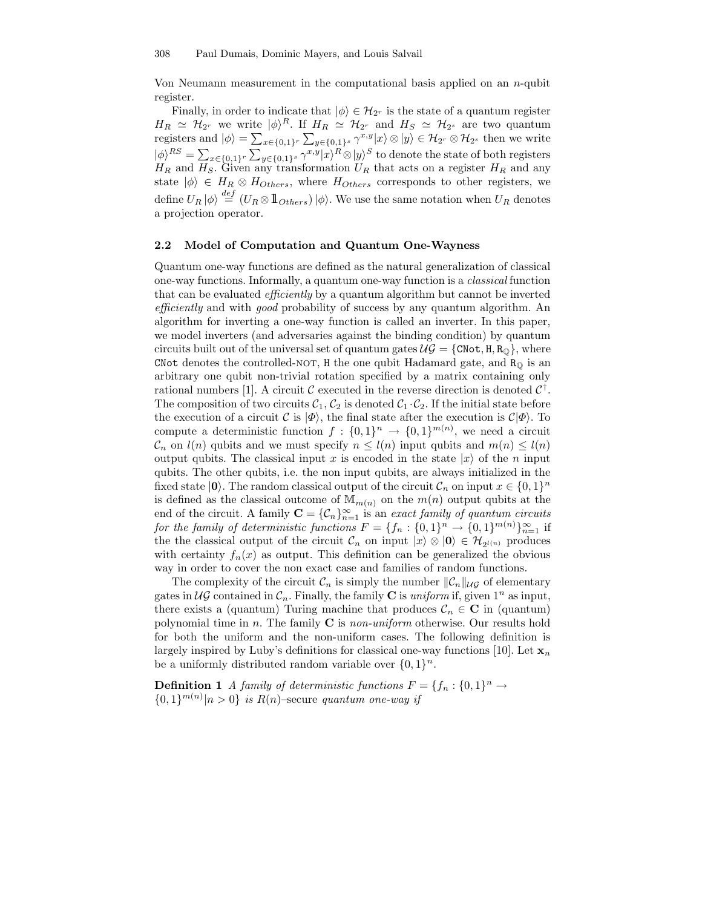Von Neumann measurement in the computational basis applied on an $n$-qubit register.

Finally, in order to indicate that $|\phi\rangle \in \mathcal{H}_{2^r}$ is the state of a quantum register $H_R \simeq \mathcal{H}_{2^r}$ we write $|\phi\rangle^R$. If $H_R \simeq \mathcal{H}_{2^r}$ and $H_S \simeq \mathcal{H}_{2^s}$ are two quantum registers and $|\phi\rangle = \sum_{x\in\{0,1\}^r}\sum_{y\in\{0,1\}^s}\gamma^{x,y}|x\rangle\otimes|y\rangle \in \mathcal{H}_{2^r}\otimes\mathcal{H}_{2^s}$ then we write $|\phi\rangle^{RS} = \sum_{x\in\{0,1\}^r}\sum_{y\in\{0,1\}^s}\gamma^{x,y}|x\rangle^R\otimes|y\rangle^S$ to denote the state of both registers $H_R$ and $H_S$. Given any transformation $U_R$ that acts on a register $H_R$ and any state $|\phi\rangle \in H_R \otimes H_{Others}$, where $H_{Others}$ corresponds to other registers, we define $U_R\,|\phi\rangle \stackrel{def}{=} (U_R \otimes \mathbb{1}_{Others})\,|\phi\rangle$. We use the same notation when $U_R$ denotes a projection operator.

### 2.2 Model of Computation and Quantum One-Wayness

Quantum one-way functions are defined as the natural generalization of classical one-way functions. Informally, a quantum one-way function is a *classical* function that can be evaluated *efficiently* by a quantum algorithm but cannot be inverted *efficiently* and with *good* probability of success by any quantum algorithm. An algorithm for inverting a one-way function is called an inverter. In this paper, we model inverters (and adversaries against the binding condition) by quantum circuits built out of the universal set of quantum gates $\mathcal{UG} = \{\texttt{CNot}, \texttt{H}, \texttt{R}_{\mathbb{Q}}\}$, where CNot denotes the controlled-NOT, H the one qubit Hadamard gate, and $\texttt{R}_{\mathbb{Q}}$ is an arbitrary one qubit non-trivial rotation specified by a matrix containing only rational numbers [1]. A circuit $\mathcal{C}$ executed in the reverse direction is denoted $\mathcal{C}^\dagger$. The composition of two circuits $\mathcal{C}_1, \mathcal{C}_2$ is denoted $\mathcal{C}_1 \cdot \mathcal{C}_2$. If the initial state before the execution of a circuit $\mathcal{C}$ is $|\Phi\rangle$, the final state after the execution is $\mathcal{C}|\Phi\rangle$. To compute a deterministic function $f : \{0,1\}^n \to \{0,1\}^{m(n)}$, we need a circuit $\mathcal{C}_n$ on $l(n)$ qubits and we must specify $n \le l(n)$ input qubits and $m(n) \le l(n)$ output qubits. The classical input $x$ is encoded in the state $|x\rangle$ of the $n$ input qubits. The other qubits, i.e. the non input qubits, are always initialized in the fixed state $|\mathbf{0}\rangle$. The random classical output of the circuit $\mathcal{C}_n$ on input $x \in \{0,1\}^n$ is defined as the classical outcome of $\mathbb{M}_{m(n)}$ on the $m(n)$ output qubits at the end of the circuit. A family $\mathbf{C} = \{\mathcal{C}_n\}_{n=1}^\infty$ is an *exact family of quantum circuits for the family of deterministic functions* $F = \{f_n : \{0,1\}^n \to \{0,1\}^{m(n)}\}_{n=1}^\infty$ if the the classical output of the circuit $\mathcal{C}_n$ on input $|x\rangle\otimes|\mathbf{0}\rangle \in \mathcal{H}_{2^{l(n)}}$ produces with certainty $f_n(x)$ as output. This definition can be generalized the obvious way in order to cover the non exact case and families of random functions.

The complexity of the circuit $\mathcal{C}_n$ is simply the number $\|\mathcal{C}_n\|_{\mathcal{UG}}$ of elementary gates in $\mathcal{UG}$ contained in $\mathcal{C}_n$. Finally, the family $\mathbf{C}$ is *uniform* if, given $1^n$ as input, there exists a (quantum) Turing machine that produces $\mathcal{C}_n \in \mathbf{C}$ in (quantum) polynomial time in $n$. The family $\mathbf{C}$ is *non-uniform* otherwise. Our results hold for both the uniform and the non-uniform cases. The following definition is largely inspired by Luby's definitions for classical one-way functions [10]. Let $\mathbf{x}_n$ be a uniformly distributed random variable over $\{0,1\}^n$.

**Definition 1** *A family of deterministic functions* $F = \{f_n : \{0,1\}^n \to \{0,1\}^{m(n)} | n > 0\}$ *is* $R(n)$–secure *quantum one-way if*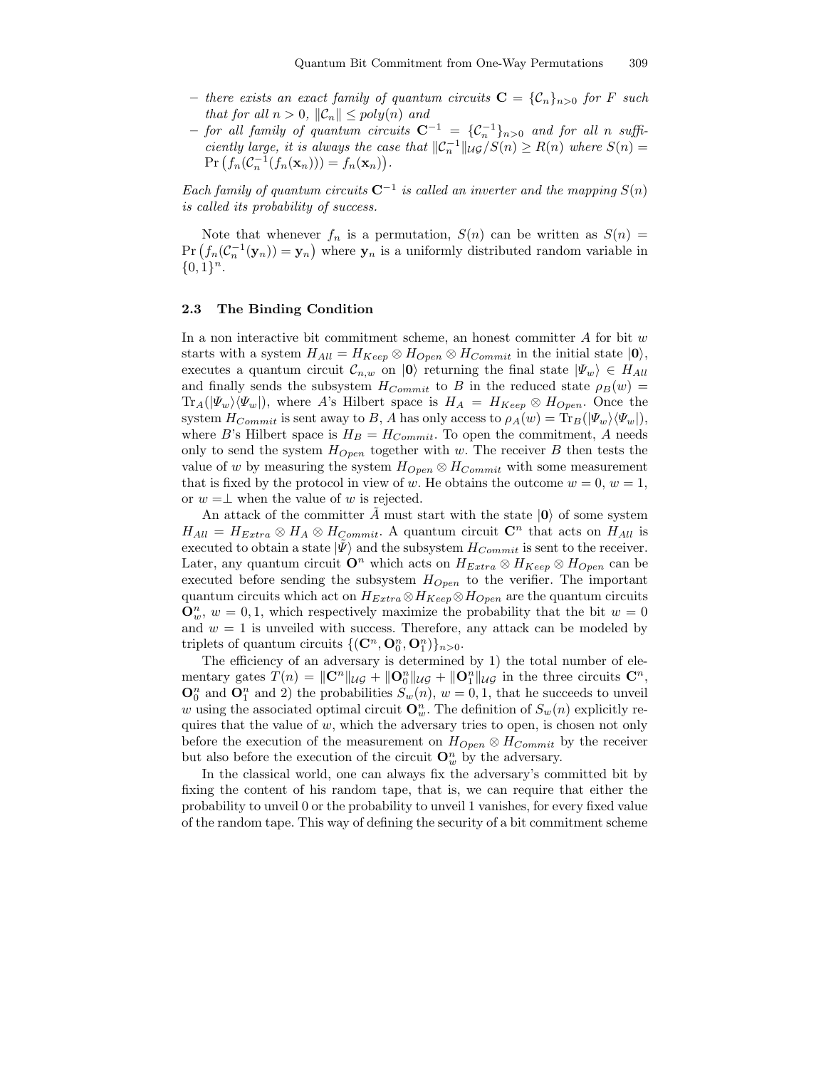– *there exists an exact family of quantum circuits* $\mathbf{C} = \{\mathcal{C}_n\}_{n>0}$ *for* $F$ *such that for all* $n > 0$, $\|\mathcal{C}_n\| \leq poly(n)$ *and*
– *for all family of quantum circuits* $\mathbf{C}^{-1} = \{\mathcal{C}_n^{-1}\}_{n>0}$ *and for all* $n$ *sufficiently large, it is always the case that* $\|\mathcal{C}_n^{-1}\|_{\mathcal{UG}}/S(n) \geq R(n)$ *where* $S(n) = \Pr\left(f_n(\mathcal{C}_n^{-1}(f_n(\mathbf{x}_n))) = f_n(\mathbf{x}_n)\right)$.

*Each family of quantum circuits* $\mathbf{C}^{-1}$ *is called an inverter and the mapping* $S(n)$ *is called its probability of success.*

Note that whenever $f_n$ is a permutation, $S(n)$ can be written as $S(n) = \Pr\left(f_n(\mathcal{C}_n^{-1}(\mathbf{y}_n)) = \mathbf{y}_n\right)$ where $\mathbf{y}_n$ is a uniformly distributed random variable in $\{0,1\}^n$.

### 2.3 The Binding Condition

In a non interactive bit commitment scheme, an honest committer $A$ for bit $w$ starts with a system $H_{All} = H_{Keep} \otimes H_{Open} \otimes H_{Commit}$ in the initial state $|\mathbf{0}\rangle$, executes a quantum circuit $\mathcal{C}_{n,w}$ on $|\mathbf{0}\rangle$ returning the final state $|\Psi_w\rangle \in H_{All}$ and finally sends the subsystem $H_{Commit}$ to $B$ in the reduced state $\rho_B(w) = \mathrm{Tr}_A(|\Psi_w\rangle\langle\Psi_w|)$, where $A$'s Hilbert space is $H_A = H_{Keep} \otimes H_{Open}$. Once the system $H_{Commit}$ is sent away to $B$, $A$ has only access to $\rho_A(w) = \mathrm{Tr}_B(|\Psi_w\rangle\langle\Psi_w|)$, where $B$'s Hilbert space is $H_B = H_{Commit}$. To open the commitment, $A$ needs only to send the system $H_{Open}$ together with $w$. The receiver $B$ then tests the value of $w$ by measuring the system $H_{Open} \otimes H_{Commit}$ with some measurement that is fixed by the protocol in view of $w$. He obtains the outcome $w = 0$, $w = 1$, or $w = \perp$ when the value of $w$ is rejected.

An attack of the committer $\tilde{A}$ must start with the state $|\mathbf{0}\rangle$ of some system $H_{All} = H_{Extra} \otimes H_A \otimes H_{Commit}$. A quantum circuit $\mathbf{C}^n$ that acts on $H_{All}$ is executed to obtain a state $|\tilde{\Psi}\rangle$ and the subsystem $H_{Commit}$ is sent to the receiver. Later, any quantum circuit $\mathbf{O}^n$ which acts on $H_{Extra} \otimes H_{Keep} \otimes H_{Open}$ can be executed before sending the subsystem $H_{Open}$ to the verifier. The important quantum circuits which act on $H_{Extra} \otimes H_{Keep} \otimes H_{Open}$ are the quantum circuits $\mathbf{O}_w^n$, $w = 0, 1$, which respectively maximize the probability that the bit $w = 0$ and $w = 1$ is unveiled with success. Therefore, any attack can be modeled by triplets of quantum circuits $\{(\mathbf{C}^n, \mathbf{O}_0^n, \mathbf{O}_1^n)\}_{n>0}$.

The efficiency of an adversary is determined by 1) the total number of elementary gates $T(n) = \|\mathbf{C}^n\|_{\mathcal{UG}} + \|\mathbf{O}_0^n\|_{\mathcal{UG}} + \|\mathbf{O}_1^n\|_{\mathcal{UG}}$ in the three circuits $\mathbf{C}^n$, $\mathbf{O}_0^n$ and $\mathbf{O}_1^n$ and 2) the probabilities $S_w(n)$, $w = 0, 1$, that he succeeds to unveil $w$ using the associated optimal circuit $\mathbf{O}_w^n$. The definition of $S_w(n)$ explicitly requires that the value of $w$, which the adversary tries to open, is chosen not only before the execution of the measurement on $H_{Open} \otimes H_{Commit}$ by the receiver but also before the execution of the circuit $\mathbf{O}_w^n$ by the adversary.

In the classical world, one can always fix the adversary's committed bit by fixing the content of his random tape, that is, we can require that either the probability to unveil 0 or the probability to unveil 1 vanishes, for every fixed value of the random tape. This way of defining the security of a bit commitment scheme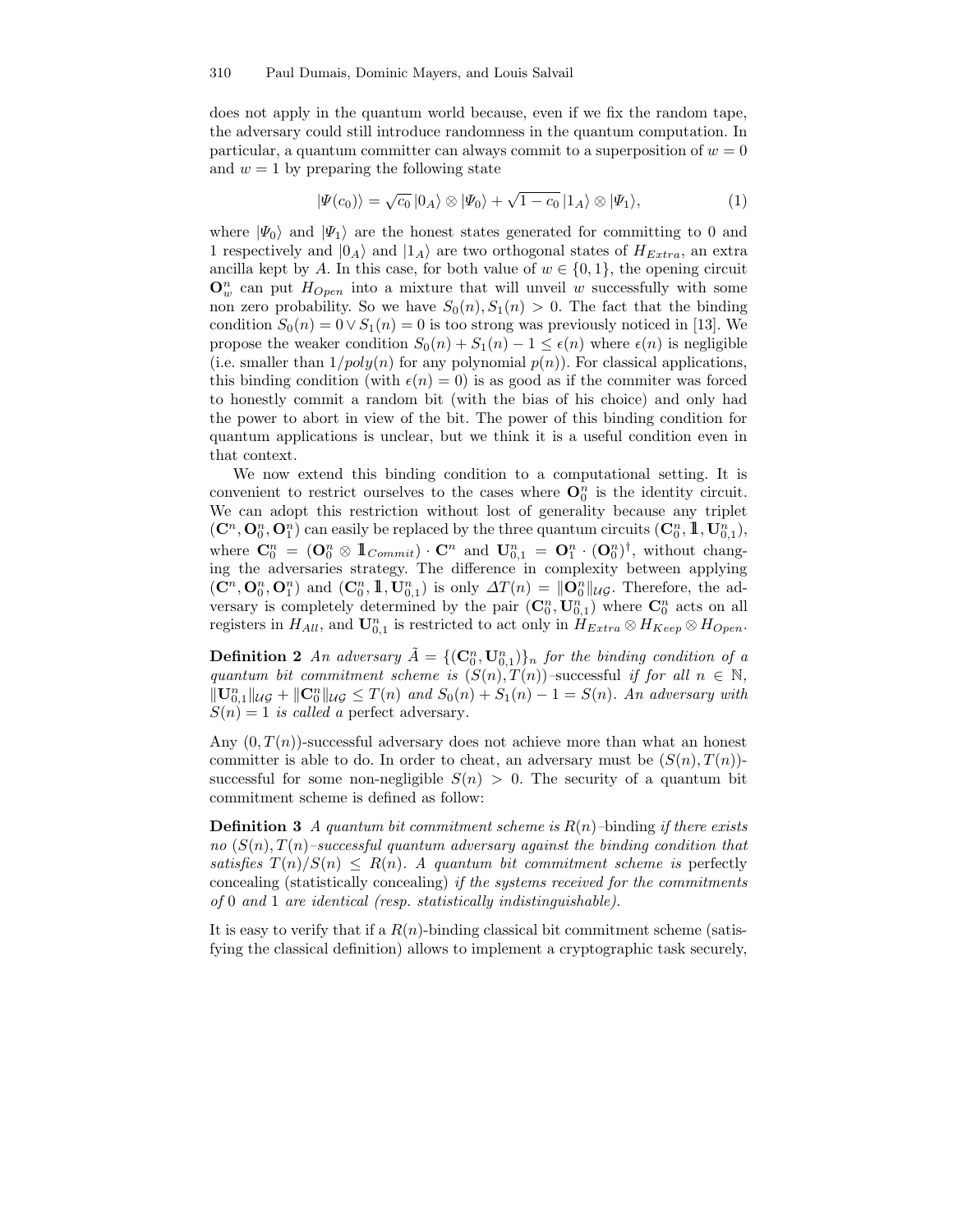does not apply in the quantum world because, even if we fix the random tape, the adversary could still introduce randomness in the quantum computation. In particular, a quantum committer can always commit to a superposition of $w = 0$ and $w = 1$ by preparing the following state

$$|\Psi(c_0)\rangle = \sqrt{c_0}\,|0_A\rangle \otimes |\Psi_0\rangle + \sqrt{1-c_0}\,|1_A\rangle \otimes |\Psi_1\rangle, \tag{1}$$

where $|\Psi_0\rangle$ and $|\Psi_1\rangle$ are the honest states generated for committing to 0 and 1 respectively and $|0_A\rangle$ and $|1_A\rangle$ are two orthogonal states of $H_{Extra}$, an extra ancilla kept by $A$. In this case, for both value of $w \in \{0,1\}$, the opening circuit $\mathbf{O}^n_w$ can put $H_{Open}$ into a mixture that will unveil $w$ successfully with some non zero probability. So we have $S_0(n), S_1(n) > 0$. The fact that the binding condition $S_0(n) = 0 \vee S_1(n) = 0$ is too strong was previously noticed in [13]. We propose the weaker condition $S_0(n) + S_1(n) - 1 \leq \epsilon(n)$ where $\epsilon(n)$ is negligible (i.e. smaller than $1/poly(n)$ for any polynomial $p(n)$). For classical applications, this binding condition (with $\epsilon(n) = 0$) is as good as if the commiter was forced to honestly commit a random bit (with the bias of his choice) and only had the power to abort in view of the bit. The power of this binding condition for quantum applications is unclear, but we think it is a useful condition even in that context.

We now extend this binding condition to a computational setting. It is convenient to restrict ourselves to the cases where $\mathbf{O}^n_0$ is the identity circuit. We can adopt this restriction without lost of generality because any triplet $(\mathbf{C}^n, \mathbf{O}^n_0, \mathbf{O}^n_1)$ can easily be replaced by the three quantum circuits $(\mathbf{C}^n_0, \mathbb{1}, \mathbf{U}^n_{0,1})$, where $\mathbf{C}^n_0 = (\mathbf{O}^n_0 \otimes \mathbb{1}_{Commit}) \cdot \mathbf{C}^n$ and $\mathbf{U}^n_{0,1} = \mathbf{O}^n_1 \cdot (\mathbf{O}^n_0)^\dagger$, without changing the adversaries strategy. The difference in complexity between applying $(\mathbf{C}^n, \mathbf{O}^n_0, \mathbf{O}^n_1)$ and $(\mathbf{C}^n_0, \mathbb{1}, \mathbf{U}^n_{0,1})$ is only $\Delta T(n) = \|\mathbf{O}^n_0\|_{\mathcal{UG}}$. Therefore, the adversary is completely determined by the pair $(\mathbf{C}^n_0, \mathbf{U}^n_{0,1})$ where $\mathbf{C}^n_0$ acts on all registers in $H_{All}$, and $\mathbf{U}^n_{0,1}$ is restricted to act only in $H_{Extra} \otimes H_{Keep} \otimes H_{Open}$.

**Definition 2** *An adversary $\tilde{A} = \{(\mathbf{C}^n_0, \mathbf{U}^n_{0,1})\}_n$ for the binding condition of a quantum bit commitment scheme is $(S(n), T(n))$–successful if for all $n \in \mathbb{N}$, $\|\mathbf{U}^n_{0,1}\|_{\mathcal{UG}} + \|\mathbf{C}^n_0\|_{\mathcal{UG}} \leq T(n)$ and $S_0(n) + S_1(n) - 1 = S(n)$. An adversary with $S(n) = 1$ is called a* perfect adversary.

Any $(0, T(n))$-successful adversary does not achieve more than what an honest committer is able to do. In order to cheat, an adversary must be $(S(n), T(n))$-successful for some non-negligible $S(n) > 0$. The security of a quantum bit commitment scheme is defined as follow:

**Definition 3** *A quantum bit commitment scheme is $R(n)$–binding if there exists no $(S(n), T(n)$–successful quantum adversary against the binding condition that satisfies $T(n)/S(n) \leq R(n)$. A quantum bit commitment scheme is* perfectly concealing (statistically concealing) *if the systems received for the commitments of 0 and 1 are identical (resp. statistically indistinguishable).*

It is easy to verify that if a $R(n)$-binding classical bit commitment scheme (satisfying the classical definition) allows to implement a cryptographic task securely,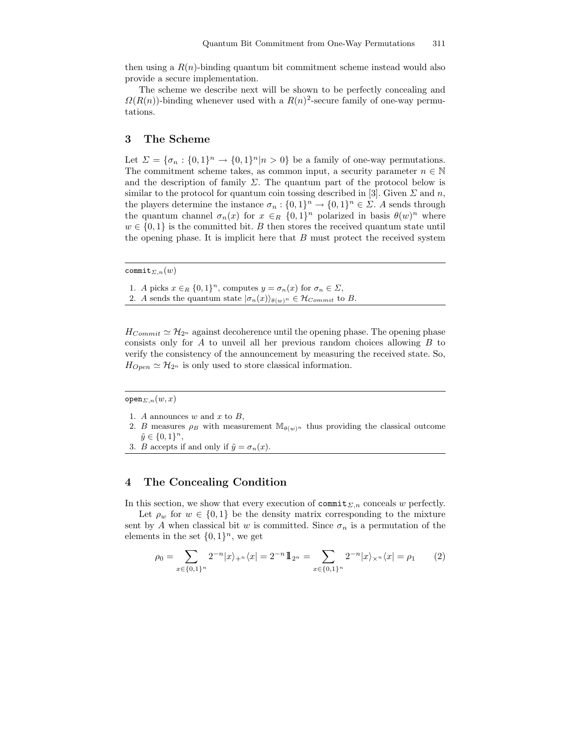then using a $R(n)$-binding quantum bit commitment scheme instead would also provide a secure implementation.

The scheme we describe next will be shown to be perfectly concealing and $\Omega(R(n))$-binding whenever used with a $R(n)^2$-secure family of one-way permutations.

## 3 The Scheme

Let $\Sigma = \{\sigma_n : \{0,1\}^n \rightarrow \{0,1\}^n | n > 0\}$ be a family of one-way permutations. The commitment scheme takes, as common input, a security parameter $n \in \mathbb{N}$ and the description of family $\Sigma$. The quantum part of the protocol below is similar to the protocol for quantum coin tossing described in [3]. Given $\Sigma$ and $n$, the players determine the instance $\sigma_n : \{0,1\}^n \rightarrow \{0,1\}^n \in \Sigma$. $A$ sends through the quantum channel $\sigma_n(x)$ for $x \in_R \{0,1\}^n$ polarized in basis $\theta(w)^n$ where $w \in \{0,1\}$ is the committed bit. $B$ then stores the received quantum state until the opening phase. It is implicit here that $B$ must protect the received system

---

$\texttt{commit}_{\Sigma,n}(w)$

1. $A$ picks $x \in_R \{0,1\}^n$, computes $y = \sigma_n(x)$ for $\sigma_n \in \Sigma$,
2. $A$ sends the quantum state $|\sigma_n(x)\rangle_{\theta(w)^n} \in \mathcal{H}_{Commit}$ to $B$.

---

$H_{Commit} \simeq \mathcal{H}_{2^n}$ against decoherence until the opening phase. The opening phase consists only for $A$ to unveil all her previous random choices allowing $B$ to verify the consistency of the announcement by measuring the received state. So, $H_{Open} \simeq \mathcal{H}_{2^n}$ is only used to store classical information.

---

$\texttt{open}_{\Sigma,n}(w,x)$

1. $A$ announces $w$ and $x$ to $B$,
2. $B$ measures $\rho_B$ with measurement $\mathbb{M}_{\theta(w)^n}$ thus providing the classical outcome $\tilde{y} \in \{0,1\}^n$,
3. $B$ accepts if and only if $\tilde{y} = \sigma_n(x)$.

---

## 4 The Concealing Condition

In this section, we show that every execution of $\texttt{commit}_{\Sigma,n}$ conceals $w$ perfectly.

Let $\rho_w$ for $w \in \{0,1\}$ be the density matrix corresponding to the mixture sent by $A$ when classical bit $w$ is committed. Since $\sigma_n$ is a permutation of the elements in the set $\{0,1\}^n$, we get

$$\rho_0 = \sum_{x \in \{0,1\}^n} 2^{-n} |x\rangle_{+^n}\langle x| = 2^{-n} \mathbb{1}_{2^n} = \sum_{x \in \{0,1\}^n} 2^{-n} |x\rangle_{\times^n}\langle x| = \rho_1 \qquad (2)$$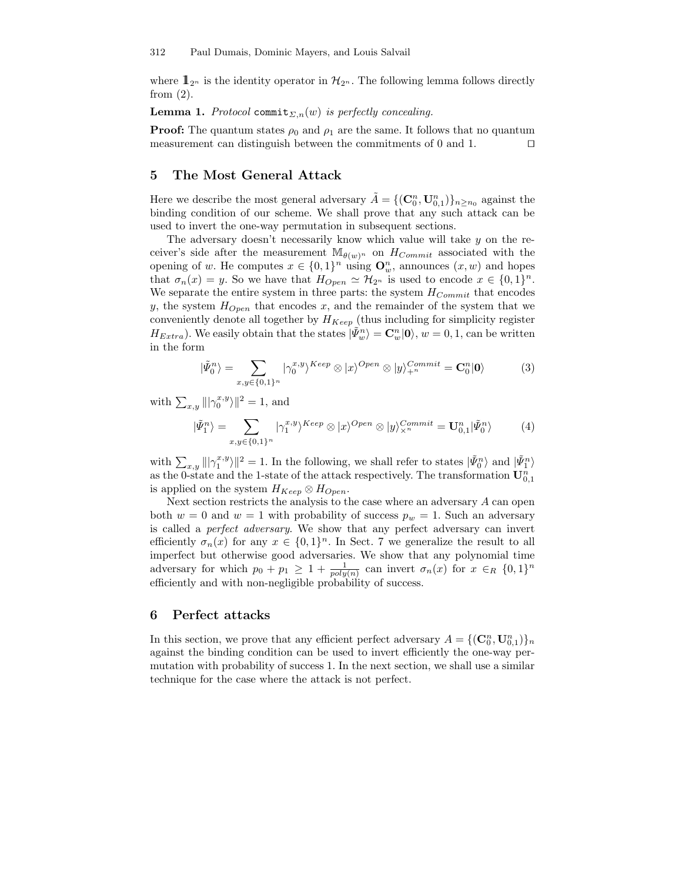where $\mathbb{1}_{2^n}$ is the identity operator in $\mathcal{H}_{2^n}$. The following lemma follows directly from (2).

**Lemma 1.** *Protocol* $\texttt{commit}_{\Sigma,n}(w)$ *is perfectly concealing.*

**Proof:** The quantum states $\rho_0$ and $\rho_1$ are the same. It follows that no quantum measurement can distinguish between the commitments of 0 and 1. □

## 5 The Most General Attack

Here we describe the most general adversary $\tilde{A} = \{(\mathbf{C}_0^n, \mathbf{U}_{0,1}^n)\}_{n \geq n_0}$ against the binding condition of our scheme. We shall prove that any such attack can be used to invert the one-way permutation in subsequent sections.

The adversary doesn't necessarily know which value will take $y$ on the receiver's side after the measurement $\mathbb{M}_{\theta(w)^n}$ on $H_{Commit}$ associated with the opening of $w$. He computes $x \in \{0,1\}^n$ using $\mathbf{O}_w^n$, announces $(x, w)$ and hopes that $\sigma_n(x) = y$. So we have that $H_{Open} \simeq \mathcal{H}_{2^n}$ is used to encode $x \in \{0,1\}^n$. We separate the entire system in three parts: the system $H_{Commit}$ that encodes $y$, the system $H_{Open}$ that encodes $x$, and the remainder of the system that we conveniently denote all together by $H_{Keep}$ (thus including for simplicity register $H_{Extra}$). We easily obtain that the states $|\tilde{\Psi}_w^n\rangle = \mathbf{C}_w^n|\mathbf{0}\rangle$, $w = 0, 1$, can be written in the form

$$|\tilde{\Psi}_0^n\rangle = \sum_{x,y \in \{0,1\}^n} |\gamma_0^{x,y}\rangle^{Keep} \otimes |x\rangle^{Open} \otimes |y\rangle_{+^n}^{Commit} = \mathbf{C}_0^n|\mathbf{0}\rangle \tag{3}$$

with $\sum_{x,y} \||\gamma_0^{x,y}\rangle\|^2 = 1$, and

$$|\tilde{\Psi}_1^n\rangle = \sum_{x,y \in \{0,1\}^n} |\gamma_1^{x,y}\rangle^{Keep} \otimes |x\rangle^{Open} \otimes |y\rangle_{\times^n}^{Commit} = \mathbf{U}_{0,1}^n|\tilde{\Psi}_0^n\rangle \tag{4}$$

with $\sum_{x,y} \||\gamma_1^{x,y}\rangle\|^2 = 1$. In the following, we shall refer to states $|\tilde{\Psi}_0^n\rangle$ and $|\tilde{\Psi}_1^n\rangle$ as the 0-state and the 1-state of the attack respectively. The transformation $\mathbf{U}_{0,1}^n$ is applied on the system $H_{Keep} \otimes H_{Open}$.

Next section restricts the analysis to the case where an adversary $A$ can open both $w = 0$ and $w = 1$ with probability of success $p_w = 1$. Such an adversary is called a *perfect adversary*. We show that any perfect adversary can invert efficiently $\sigma_n(x)$ for any $x \in \{0,1\}^n$. In Sect. 7 we generalize the result to all imperfect but otherwise good adversaries. We show that any polynomial time adversary for which $p_0 + p_1 \geq 1 + \frac{1}{poly(n)}$ can invert $\sigma_n(x)$ for $x \in_R \{0,1\}^n$ efficiently and with non-negligible probability of success.

## 6 Perfect attacks

In this section, we prove that any efficient perfect adversary $A = \{(\mathbf{C}_0^n, \mathbf{U}_{0,1}^n)\}_n$ against the binding condition can be used to invert efficiently the one-way permutation with probability of success 1. In the next section, we shall use a similar technique for the case where the attack is not perfect.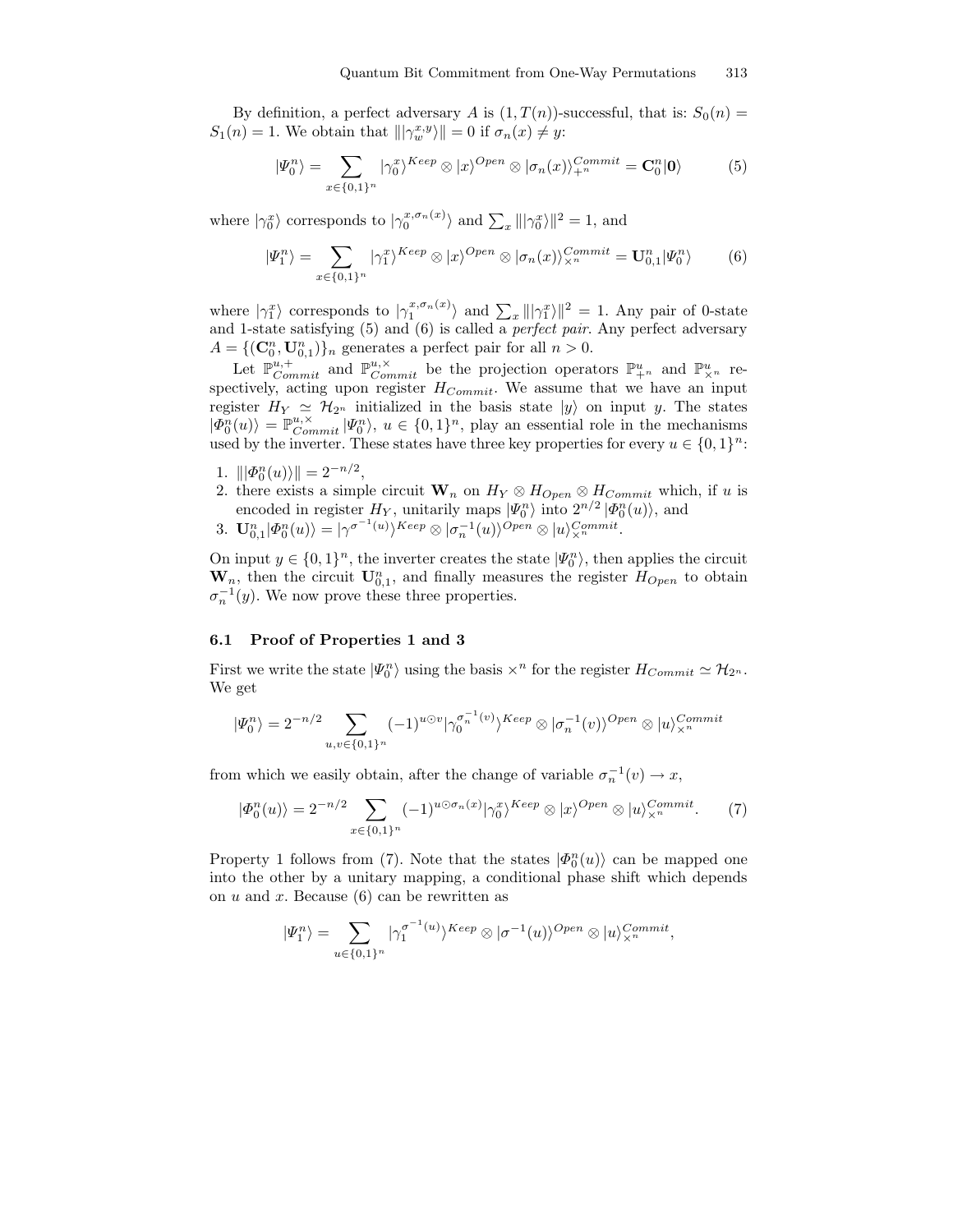By definition, a perfect adversary $A$ is $(1, T(n))$-successful, that is: $S_0(n) = S_1(n) = 1$. We obtain that $\||\gamma_w^{x,y}\rangle\| = 0$ if $\sigma_n(x) \neq y$:

$$|\Psi_0^n\rangle = \sum_{x \in \{0,1\}^n} |\gamma_0^x\rangle^{Keep} \otimes |x\rangle^{Open} \otimes |\sigma_n(x)\rangle_{+^n}^{Commit} = \mathbf{C}_0^n |\mathbf{0}\rangle \tag{5}$$

where $|\gamma_0^x\rangle$ corresponds to $|\gamma_0^{x,\sigma_n(x)}\rangle$ and $\sum_x \||\gamma_0^x\rangle\|^2 = 1$, and

$$|\Psi_1^n\rangle = \sum_{x \in \{0,1\}^n} |\gamma_1^x\rangle^{Keep} \otimes |x\rangle^{Open} \otimes |\sigma_n(x)\rangle_{\times^n}^{Commit} = \mathbf{U}_{0,1}^n |\Psi_0^n\rangle \tag{6}$$

where $|\gamma_1^x\rangle$ corresponds to $|\gamma_1^{x,\sigma_n(x)}\rangle$ and $\sum_x \||\gamma_1^x\rangle\|^2 = 1$. Any pair of 0-state and 1-state satisfying (5) and (6) is called a *perfect pair*. Any perfect adversary $A = \{(\mathbf{C}_0^n, \mathbf{U}_{0,1}^n)\}_n$ generates a perfect pair for all $n > 0$.

Let $\mathbb{P}_{Commit}^{u,+}$ and $\mathbb{P}_{Commit}^{u,\times}$ be the projection operators $\mathbb{P}_{+^n}^u$ and $\mathbb{P}_{\times^n}^u$ respectively, acting upon register $H_{Commit}$. We assume that we have an input register $H_Y \simeq \mathcal{H}_{2^n}$ initialized in the basis state $|y\rangle$ on input $y$. The states $|\Phi_0^n(u)\rangle = \mathbb{P}_{Commit}^{u,\times} |\Psi_0^n\rangle$, $u \in \{0,1\}^n$, play an essential role in the mechanisms used by the inverter. These states have three key properties for every $u \in \{0,1\}^n$:

1. $\||\Phi_0^n(u)\rangle\| = 2^{-n/2}$,
2. there exists a simple circuit $\mathbf{W}_n$ on $H_Y \otimes H_{Open} \otimes H_{Commit}$ which, if $u$ is encoded in register $H_Y$, unitarily maps $|\Psi_0^n\rangle$ into $2^{n/2}\,|\Phi_0^n(u)\rangle$, and
3. $\mathbf{U}_{0,1}^n |\Phi_0^n(u)\rangle = |\gamma^{\sigma^{-1}(u)}\rangle^{Keep} \otimes |\sigma_n^{-1}(u)\rangle^{Open} \otimes |u\rangle_{\times^n}^{Commit}$.

On input $y \in \{0,1\}^n$, the inverter creates the state $|\Psi_0^n\rangle$, then applies the circuit $\mathbf{W}_n$, then the circuit $\mathbf{U}_{0,1}^n$, and finally measures the register $H_{Open}$ to obtain $\sigma_n^{-1}(y)$. We now prove these three properties.

### 6.1 Proof of Properties 1 and 3

First we write the state $|\Psi_0^n\rangle$ using the basis $\times^n$ for the register $H_{Commit} \simeq \mathcal{H}_{2^n}$. We get

$$|\Psi_0^n\rangle = 2^{-n/2} \sum_{u,v \in \{0,1\}^n} (-1)^{u \odot v} |\gamma_0^{\sigma_n^{-1}(v)}\rangle^{Keep} \otimes |\sigma_n^{-1}(v)\rangle^{Open} \otimes |u\rangle_{\times^n}^{Commit}$$

from which we easily obtain, after the change of variable $\sigma_n^{-1}(v) \to x$,

$$|\Phi_0^n(u)\rangle = 2^{-n/2} \sum_{x \in \{0,1\}^n} (-1)^{u \odot \sigma_n(x)} |\gamma_0^x\rangle^{Keep} \otimes |x\rangle^{Open} \otimes |u\rangle_{\times^n}^{Commit}. \tag{7}$$

Property 1 follows from (7). Note that the states $|\Phi_0^n(u)\rangle$ can be mapped one into the other by a unitary mapping, a conditional phase shift which depends on $u$ and $x$. Because (6) can be rewritten as

$$|\Psi_1^n\rangle = \sum_{u \in \{0,1\}^n} |\gamma_1^{\sigma^{-1}(u)}\rangle^{Keep} \otimes |\sigma^{-1}(u)\rangle^{Open} \otimes |u\rangle_{\times^n}^{Commit},$$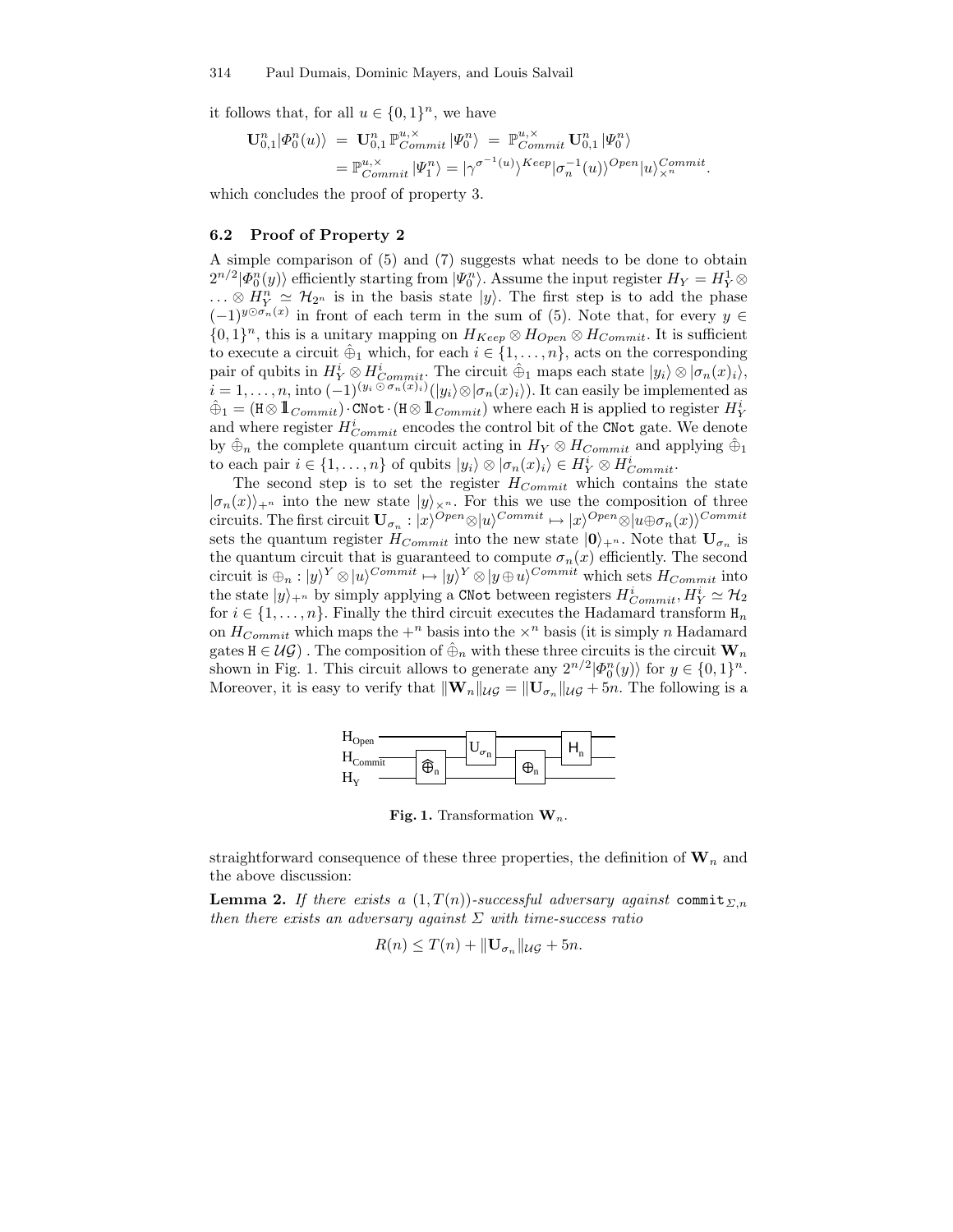it follows that, for all $u \in \{0,1\}^n$, we have

$$
\begin{aligned}
\mathbf{U}_{0,1}^n |\Phi_0^n(u)\rangle &= \mathbf{U}_{0,1}^n \, \mathbb{P}_{Commit}^{u,\times} \, |\Psi_0^n\rangle \;=\; \mathbb{P}_{Commit}^{u,\times} \, \mathbf{U}_{0,1}^n \, |\Psi_0^n\rangle \\
&= \mathbb{P}_{Commit}^{u,\times} \, |\Psi_1^n\rangle = |\gamma^{\sigma^{-1}(u)}\rangle^{Keep} |\sigma_n^{-1}(u)\rangle^{Open} |u\rangle_{\times^n}^{Commit}.
\end{aligned}
$$

which concludes the proof of property 3.

## 6.2 Proof of Property 2

A simple comparison of (5) and (7) suggests what needs to be done to obtain $2^{n/2}|\Phi_0^n(y)\rangle$ efficiently starting from $|\Psi_0^n\rangle$. Assume the input register $H_Y = H_Y^1 \otimes \ldots \otimes H_Y^n \simeq \mathcal{H}_{2^n}$ is in the basis state $|y\rangle$. The first step is to add the phase $(-1)^{y \odot \sigma_n(x)}$ in front of each term in the sum of (5). Note that, for every $y \in \{0,1\}^n$, this is a unitary mapping on $H_{Keep} \otimes H_{Open} \otimes H_{Commit}$. It is sufficient to execute a circuit $\hat{\oplus}_1$ which, for each $i \in \{1,\ldots,n\}$, acts on the corresponding pair of qubits in $H_Y^i \otimes H_{Commit}^i$. The circuit $\hat{\oplus}_1$ maps each state $|y_i\rangle \otimes |\sigma_n(x)_i\rangle$, $i = 1,\ldots,n$, into $(-1)^{(y_i \odot \sigma_n(x)_i)}(|y_i\rangle \otimes |\sigma_n(x)_i\rangle)$. It can easily be implemented as $\hat{\oplus}_1 = (\mathtt{H} \otimes \mathbb{1}_{Commit}) \cdot \mathtt{CNot} \cdot (\mathtt{H} \otimes \mathbb{1}_{Commit})$ where each $\mathtt{H}$ is applied to register $H_Y^i$ and where register $H_{Commit}^i$ encodes the control bit of the $\mathtt{CNot}$ gate. We denote by $\hat{\oplus}_n$ the complete quantum circuit acting in $H_Y \otimes H_{Commit}$ and applying $\hat{\oplus}_1$ to each pair $i \in \{1,\ldots,n\}$ of qubits $|y_i\rangle \otimes |\sigma_n(x)_i\rangle \in H_Y^i \otimes H_{Commit}^i$.

The second step is to set the register $H_{Commit}$ which contains the state $|\sigma_n(x)\rangle_{+^n}$ into the new state $|y\rangle_{\times^n}$. For this we use the composition of three circuits. The first circuit $\mathbf{U}_{\sigma_n} : |x\rangle^{Open} \otimes |u\rangle^{Commit} \mapsto |x\rangle^{Open} \otimes |u \oplus \sigma_n(x)\rangle^{Commit}$ sets the quantum register $H_{Commit}$ into the new state $|\mathbf{0}\rangle_{+^n}$. Note that $\mathbf{U}_{\sigma_n}$ is the quantum circuit that is guaranteed to compute $\sigma_n(x)$ efficiently. The second circuit is $\oplus_n : |y\rangle^Y \otimes |u\rangle^{Commit} \mapsto |y\rangle^Y \otimes |y \oplus u\rangle^{Commit}$ which sets $H_{Commit}$ into the state $|y\rangle_{+^n}$ by simply applying a $\mathtt{CNot}$ between registers $H_{Commit}^i, H_Y^i \simeq \mathcal{H}_2$ for $i \in \{1,\ldots,n\}$. Finally the third circuit executes the Hadamard transform $\mathtt{H}_n$ on $H_{Commit}$ which maps the $+^n$ basis into the $\times^n$ basis (it is simply $n$ Hadamard gates $\mathtt{H} \in \mathcal{UG}$) . The composition of $\hat{\oplus}_n$ with these three circuits is the circuit $\mathbf{W}_n$ shown in Fig. 1. This circuit allows to generate any $2^{n/2}|\Phi_0^n(y)\rangle$ for $y \in \{0,1\}^n$. Moreover, it is easy to verify that $\|\mathbf{W}_n\|_{\mathcal{UG}} = \|\mathbf{U}_{\sigma_n}\|_{\mathcal{UG}} + 5n$. The following is a straightforward consequence of these three properties, the definition of $\mathbf{W}_n$ and the above discussion:

**Fig. 1.** Transformation $\mathbf{W}_n$.

**Lemma 2.** *If there exists a $(1, T(n))$-successful adversary against* $\mathtt{commit}_{\Sigma,n}$ *then there exists an adversary against $\Sigma$ with time-success ratio*

$$R(n) \leq T(n) + \|\mathbf{U}_{\sigma_n}\|_{\mathcal{UG}} + 5n.$$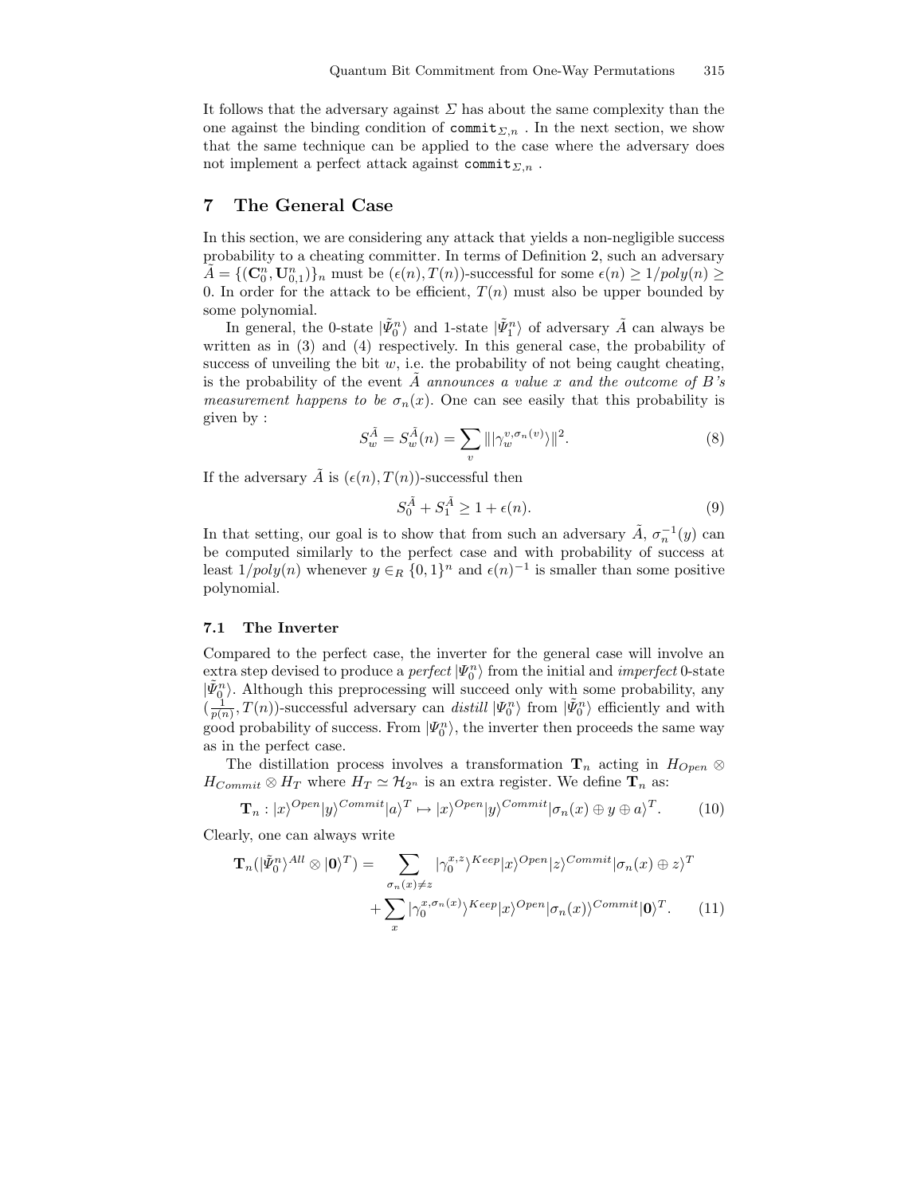It follows that the adversary against $\Sigma$ has about the same complexity than the one against the binding condition of $\texttt{commit}_{\Sigma,n}$ . In the next section, we show that the same technique can be applied to the case where the adversary does not implement a perfect attack against $\texttt{commit}_{\Sigma,n}$ .

## 7 The General Case

In this section, we are considering any attack that yields a non-negligible success probability to a cheating committer. In terms of Definition 2, such an adversary $\tilde{A} = \{(\mathbf{C}_0^n, \mathbf{U}_{0,1}^n)\}_n$ must be $(\epsilon(n), T(n))$-successful for some $\epsilon(n) \geq 1/poly(n) \geq 0$. In order for the attack to be efficient, $T(n)$ must also be upper bounded by some polynomial.

In general, the 0-state $|\tilde{\Psi}_0^n\rangle$ and 1-state $|\tilde{\Psi}_1^n\rangle$ of adversary $\tilde{A}$ can always be written as in (3) and (4) respectively. In this general case, the probability of success of unveiling the bit $w$, i.e. the probability of not being caught cheating, is the probability of the event *$\tilde{A}$ announces a value $x$ and the outcome of $B$'s measurement happens to be $\sigma_n(x)$*. One can see easily that this probability is given by :

$$S_w^{\tilde{A}} = S_w^{\tilde{A}}(n) = \sum_v \| |\gamma_w^{v,\sigma_n(v)}\rangle \|^2. \tag{8}$$

If the adversary $\tilde{A}$ is $(\epsilon(n), T(n))$-successful then

$$S_0^{\tilde{A}} + S_1^{\tilde{A}} \geq 1 + \epsilon(n). \tag{9}$$

In that setting, our goal is to show that from such an adversary $\tilde{A}$, $\sigma_n^{-1}(y)$ can be computed similarly to the perfect case and with probability of success at least $1/poly(n)$ whenever $y \in_R \{0,1\}^n$ and $\epsilon(n)^{-1}$ is smaller than some positive polynomial.

### 7.1 The Inverter

Compared to the perfect case, the inverter for the general case will involve an extra step devised to produce a *perfect* $|\Psi_0^n\rangle$ from the initial and *imperfect* 0-state $|\tilde{\Psi}_0^n\rangle$. Although this preprocessing will succeed only with some probability, any $(\frac{1}{p(n)}, T(n))$-successful adversary can *distill* $|\Psi_0^n\rangle$ from $|\tilde{\Psi}_0^n\rangle$ efficiently and with good probability of success. From $|\Psi_0^n\rangle$, the inverter then proceeds the same way as in the perfect case.

The distillation process involves a transformation $\mathbf{T}_n$ acting in $H_{Open} \otimes H_{Commit} \otimes H_T$ where $H_T \simeq \mathcal{H}_{2^n}$ is an extra register. We define $\mathbf{T}_n$ as:

$$\mathbf{T}_n : |x\rangle^{Open}|y\rangle^{Commit}|a\rangle^T \mapsto |x\rangle^{Open}|y\rangle^{Commit}|\sigma_n(x) \oplus y \oplus a\rangle^T. \tag{10}$$

Clearly, one can always write

$$\begin{aligned}\mathbf{T}_n(|\tilde{\Psi}_0^n\rangle^{All} \otimes |\mathbf{0}\rangle^T) = &\sum_{\sigma_n(x)\neq z} |\gamma_0^{x,z}\rangle^{Keep}|x\rangle^{Open}|z\rangle^{Commit}|\sigma_n(x) \oplus z\rangle^T \\ &+ \sum_x |\gamma_0^{x,\sigma_n(x)}\rangle^{Keep}|x\rangle^{Open}|\sigma_n(x)\rangle^{Commit}|\mathbf{0}\rangle^T.\end{aligned} \tag{11}$$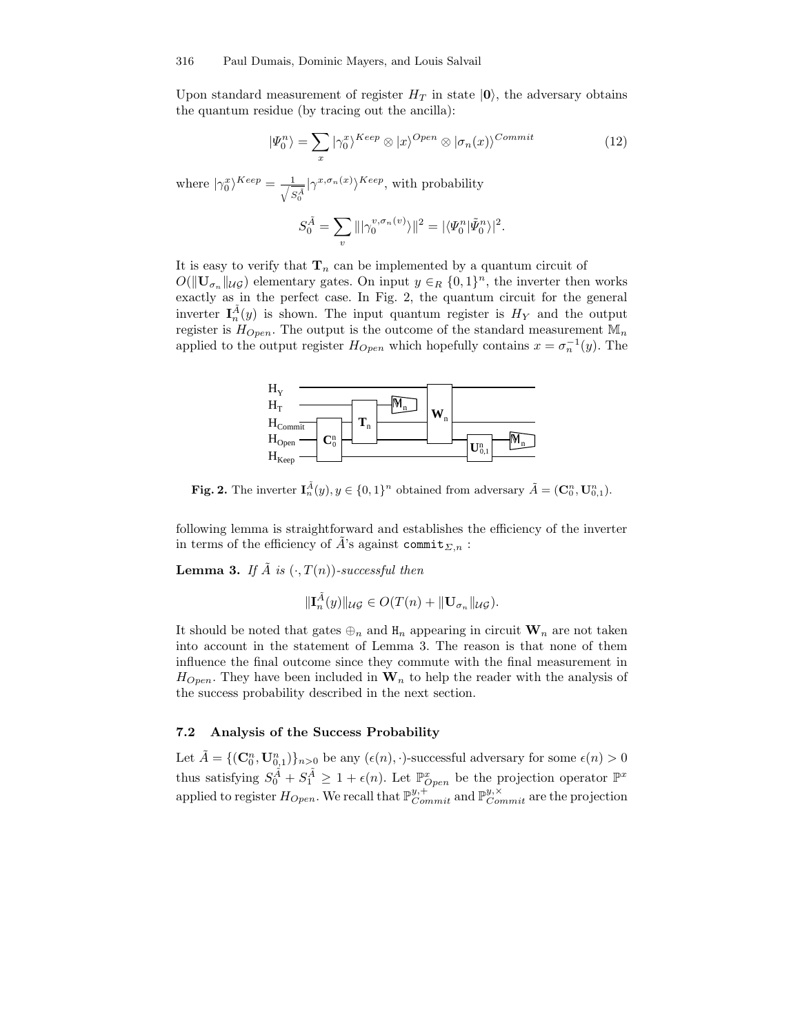Upon standard measurement of register $H_T$ in state $|\mathbf{0}\rangle$, the adversary obtains the quantum residue (by tracing out the ancilla):

$$|\Psi_0^n\rangle = \sum_x |\gamma_0^x\rangle^{Keep} \otimes |x\rangle^{Open} \otimes |\sigma_n(x)\rangle^{Commit} \tag{12}$$

where $|\gamma_0^x\rangle^{Keep} = \frac{1}{\sqrt{S_0^{\tilde{A}}}} |\gamma^{x,\sigma_n(x)}\rangle^{Keep}$, with probability

$$S_0^{\tilde{A}} = \sum_v \| |\gamma_0^{v,\sigma_n(v)}\rangle \|^2 = |\langle \Psi_0^n | \tilde{\Psi}_0^n \rangle|^2.$$

It is easy to verify that $\mathbf{T}_n$ can be implemented by a quantum circuit of $O(\|\mathbf{U}_{\sigma_n}\|_{\mathcal{UG}})$ elementary gates. On input $y \in_R \{0,1\}^n$, the inverter then works exactly as in the perfect case. In Fig. 2, the quantum circuit for the general inverter $\mathbf{I}_n^{\tilde{A}}(y)$ is shown. The input quantum register is $H_Y$ and the output register is $H_{Open}$. The output is the outcome of the standard measurement $\mathbb{M}_n$ applied to the output register $H_{Open}$ which hopefully contains $x = \sigma_n^{-1}(y)$. The following lemma is straightforward and establishes the efficiency of the inverter in terms of the efficiency of $\tilde{A}$'s against $\texttt{commit}_{\Sigma,n}$ :

**Fig. 2.** The inverter $\mathbf{I}_n^{\tilde{A}}(y), y \in \{0,1\}^n$ obtained from adversary $\tilde{A} = (\mathbf{C}_0^n, \mathbf{U}_{0,1}^n)$.

**Lemma 3.** *If $\tilde{A}$ is $(\cdot, T(n))$-successful then*

$$\|\mathbf{I}_n^{\tilde{A}}(y)\|_{\mathcal{UG}} \in O(T(n) + \|\mathbf{U}_{\sigma_n}\|_{\mathcal{UG}}).$$

It should be noted that gates $\oplus_n$ and $\mathtt{H}_n$ appearing in circuit $\mathbf{W}_n$ are not taken into account in the statement of Lemma 3. The reason is that none of them influence the final outcome since they commute with the final measurement in $H_{Open}$. They have been included in $\mathbf{W}_n$ to help the reader with the analysis of the success probability described in the next section.

### 7.2 Analysis of the Success Probability

Let $\tilde{A} = \{(\mathbf{C}_0^n, \mathbf{U}_{0,1}^n)\}_{n>0}$ be any $(\epsilon(n), \cdot)$-successful adversary for some $\epsilon(n) > 0$ thus satisfying $S_0^{\tilde{A}} + S_1^{\tilde{A}} \geq 1 + \epsilon(n)$. Let $\mathbb{P}_{Open}^x$ be the projection operator $\mathbb{P}^x$ applied to register $H_{Open}$. We recall that $\mathbb{P}_{Commit}^{y,+}$ and $\mathbb{P}_{Commit}^{y,\times}$ are the projection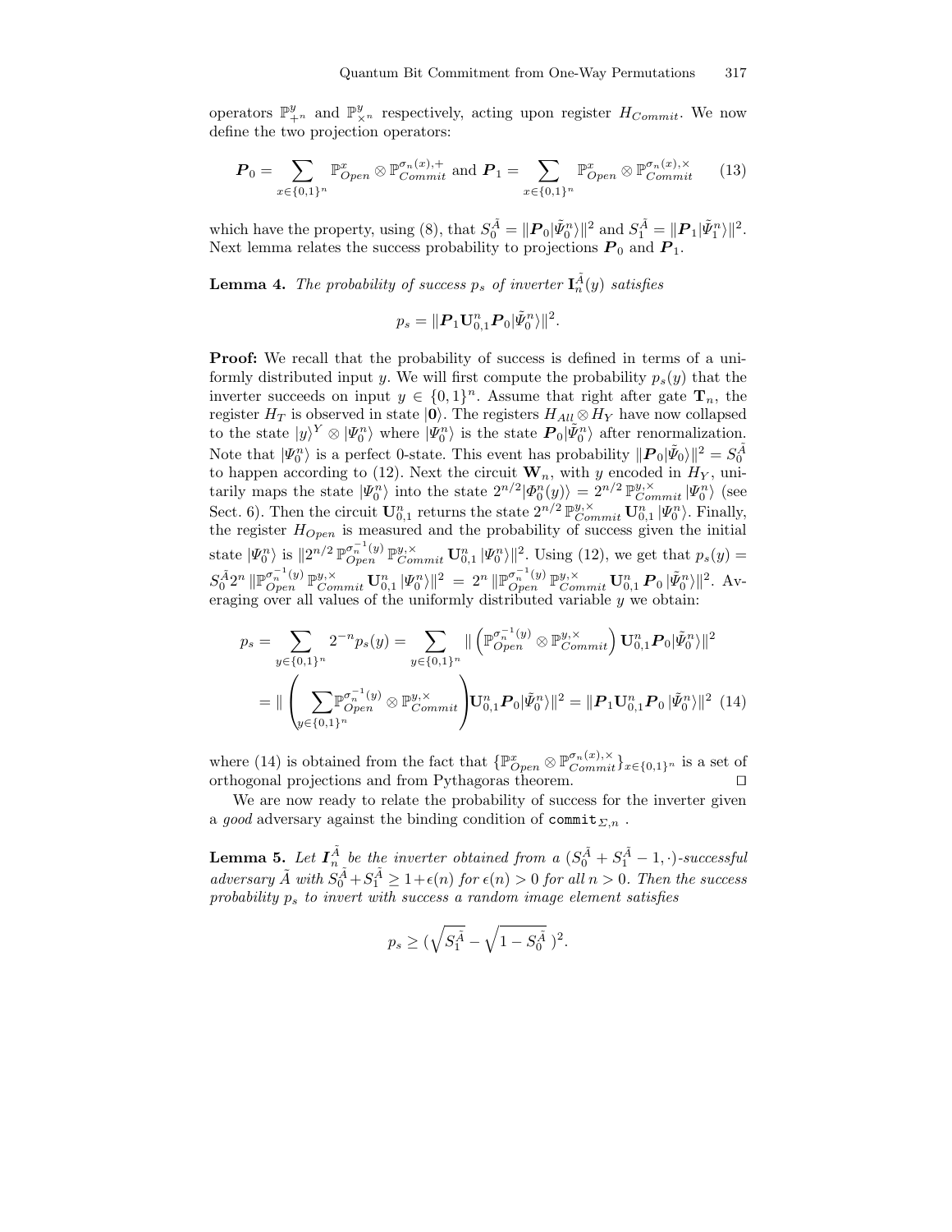operators $\mathbb{P}^y_{+^n}$ and $\mathbb{P}^y_{\times^n}$ respectively, acting upon register $H_{Commit}$. We now define the two projection operators:

$$\boldsymbol{P}_0 = \sum_{x\in\{0,1\}^n} \mathbb{P}^x_{Open} \otimes \mathbb{P}^{\sigma_n(x),+}_{Commit} \text{ and } \boldsymbol{P}_1 = \sum_{x\in\{0,1\}^n} \mathbb{P}^x_{Open} \otimes \mathbb{P}^{\sigma_n(x),\times}_{Commit} \tag{13}$$

which have the property, using (8), that $S_0^{\tilde{A}} = \|\boldsymbol{P}_0|\tilde{\Psi}^n_0\rangle\|^2$ and $S_1^{\tilde{A}} = \|\boldsymbol{P}_1|\tilde{\Psi}^n_1\rangle\|^2$. Next lemma relates the success probability to projections $\boldsymbol{P}_0$ and $\boldsymbol{P}_1$.

**Lemma 4.** *The probability of success $p_s$ of inverter $\mathbf{I}^{\tilde{A}}_n(y)$ satisfies*

$$p_s = \|\boldsymbol{P}_1 \mathbf{U}^n_{0,1} \boldsymbol{P}_0 |\tilde{\Psi}^n_0\rangle\|^2.$$

**Proof:** We recall that the probability of success is defined in terms of a uniformly distributed input $y$. We will first compute the probability $p_s(y)$ that the inverter succeeds on input $y \in \{0,1\}^n$. Assume that right after gate $\mathbf{T}_n$, the register $H_T$ is observed in state $|\mathbf{0}\rangle$. The registers $H_{All} \otimes H_Y$ have now collapsed to the state $|y\rangle^Y \otimes |\Psi^n_0\rangle$ where $|\Psi^n_0\rangle$ is the state $\boldsymbol{P}_0|\tilde{\Psi}^n_0\rangle$ after renormalization. Note that $|\Psi^n_0\rangle$ is a perfect 0-state. This event has probability $\|\boldsymbol{P}_0|\tilde{\Psi}_0\rangle\|^2 = S_0^{\tilde{A}}$ to happen according to (12). Next the circuit $\mathbf{W}_n$, with $y$ encoded in $H_Y$, unitarily maps the state $|\Psi^n_0\rangle$ into the state $2^{n/2}|\Phi^n_0(y)\rangle = 2^{n/2}\, \mathbb{P}^{y,\times}_{Commit} |\Psi^n_0\rangle$ (see Sect. 6). Then the circuit $\mathbf{U}^n_{0,1}$ returns the state $2^{n/2}\, \mathbb{P}^{y,\times}_{Commit}\, \mathbf{U}^n_{0,1}\, |\Psi^n_0\rangle$. Finally, the register $H_{Open}$ is measured and the probability of success given the initial state $|\Psi^n_0\rangle$ is $\|2^{n/2}\, \mathbb{P}^{\sigma_n^{-1}(y)}_{Open}\, \mathbb{P}^{y,\times}_{Commit}\, \mathbf{U}^n_{0,1}\, |\Psi^n_0\rangle\|^2$. Using (12), we get that $p_s(y) = S_0^{\tilde{A}} 2^n\, \|\mathbb{P}^{\sigma_n^{-1}(y)}_{Open}\, \mathbb{P}^{y,\times}_{Commit}\, \mathbf{U}^n_{0,1}\, |\Psi^n_0\rangle\|^2 \;=\; 2^n\, \|\mathbb{P}^{\sigma_n^{-1}(y)}_{Open}\, \mathbb{P}^{y,\times}_{Commit}\, \mathbf{U}^n_{0,1}\, \boldsymbol{P}_0\, |\tilde{\Psi}^n_0\rangle\|^2$. Averaging over all values of the uniformly distributed variable $y$ we obtain:

$$\begin{aligned} p_s &= \sum_{y\in\{0,1\}^n} 2^{-n} p_s(y) = \sum_{y\in\{0,1\}^n} \|\left(\mathbb{P}^{\sigma_n^{-1}(y)}_{Open} \otimes \mathbb{P}^{y,\times}_{Commit}\right) \mathbf{U}^n_{0,1} \boldsymbol{P}_0 |\tilde{\Psi}^n_0\rangle\|^2 \\ &= \|\left(\sum_{y\in\{0,1\}^n} \mathbb{P}^{\sigma_n^{-1}(y)}_{Open} \otimes \mathbb{P}^{y,\times}_{Commit}\right) \mathbf{U}^n_{0,1} \boldsymbol{P}_0 |\tilde{\Psi}^n_0\rangle\|^2 = \|\boldsymbol{P}_1 \mathbf{U}^n_{0,1} \boldsymbol{P}_0\, |\tilde{\Psi}^n_0\rangle\|^2 \end{aligned} \tag{14}$$

where (14) is obtained from the fact that $\{\mathbb{P}^x_{Open} \otimes \mathbb{P}^{\sigma_n(x),\times}_{Commit}\}_{x\in\{0,1\}^n}$ is a set of orthogonal projections and from Pythagoras theorem. □

We are now ready to relate the probability of success for the inverter given a *good* adversary against the binding condition of $\mathtt{commit}_{\Sigma,n}$ .

**Lemma 5.** *Let $\boldsymbol{I}^{\tilde{A}}_n$ be the inverter obtained from a $(S_0^{\tilde{A}} + S_1^{\tilde{A}} - 1, \cdot)$-successful adversary $\tilde{A}$ with $S_0^{\tilde{A}} + S_1^{\tilde{A}} \geq 1 + \epsilon(n)$ for $\epsilon(n) > 0$ for all $n > 0$. Then the success probability $p_s$ to invert with success a random image element satisfies*

$$p_s \geq \left(\sqrt{S_1^{\tilde{A}}} - \sqrt{1 - S_0^{\tilde{A}}}\,\right)^2.$$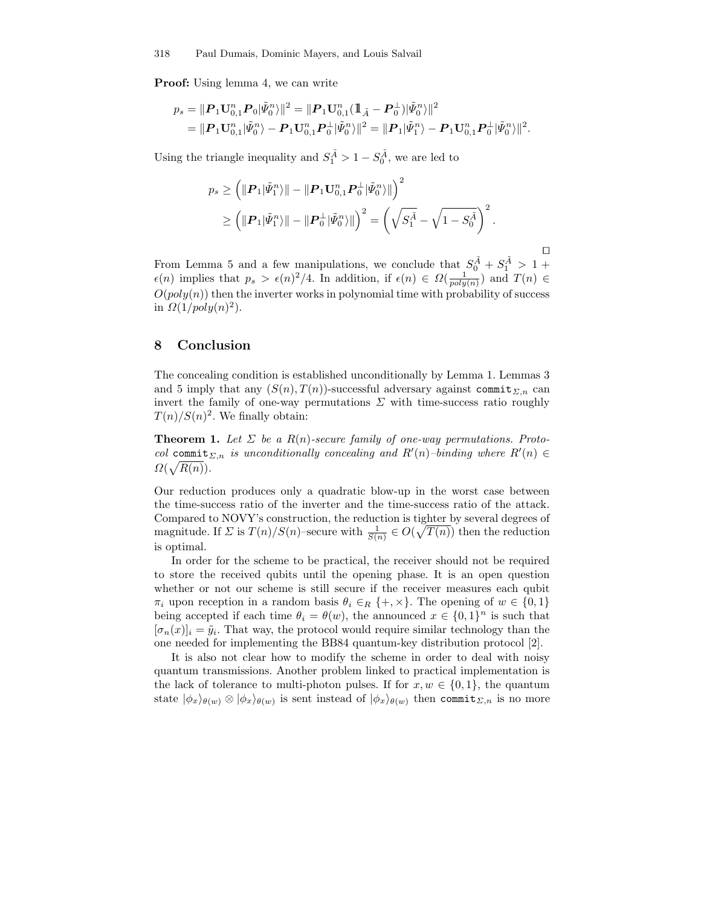**Proof:** Using lemma 4, we can write

$$
\begin{aligned}
p_s &= \|\boldsymbol{P}_1 \mathbf{U}_{0,1}^n \boldsymbol{P}_0 |\tilde{\Psi}_0^n\rangle\|^2 = \|\boldsymbol{P}_1 \mathbf{U}_{0,1}^n (\mathbb{1}_{\tilde{A}} - \boldsymbol{P}_0^{\perp}) |\tilde{\Psi}_0^n\rangle\|^2 \\
&= \|\boldsymbol{P}_1 \mathbf{U}_{0,1}^n |\tilde{\Psi}_0^n\rangle - \boldsymbol{P}_1 \mathbf{U}_{0,1}^n \boldsymbol{P}_0^{\perp} |\tilde{\Psi}_0^n\rangle\|^2 = \|\boldsymbol{P}_1 |\tilde{\Psi}_1^n\rangle - \boldsymbol{P}_1 \mathbf{U}_{0,1}^n \boldsymbol{P}_0^{\perp} |\tilde{\Psi}_0^n\rangle\|^2.
\end{aligned}
$$

Using the triangle inequality and $S_1^{\tilde{A}} > 1 - S_0^{\tilde{A}}$, we are led to

$$
\begin{aligned}
p_s &\geq \left( \|\boldsymbol{P}_1 |\tilde{\Psi}_1^n\rangle\| - \|\boldsymbol{P}_1 \mathbf{U}_{0,1}^n \boldsymbol{P}_0^{\perp} |\tilde{\Psi}_0^n\rangle\| \right)^2 \\
&\geq \left( \|\boldsymbol{P}_1 |\tilde{\Psi}_1^n\rangle\| - \|\boldsymbol{P}_0^{\perp} |\tilde{\Psi}_0^n\rangle\| \right)^2 = \left( \sqrt{S_1^{\tilde{A}}} - \sqrt{1 - S_0^{\tilde{A}}} \right)^2.
\end{aligned}
$$

□

From Lemma 5 and a few manipulations, we conclude that $S_0^{\tilde{A}} + S_1^{\tilde{A}} > 1 + \epsilon(n)$ implies that $p_s > \epsilon(n)^2/4$. In addition, if $\epsilon(n) \in \Omega(\frac{1}{poly(n)})$ and $T(n) \in O(poly(n))$ then the inverter works in polynomial time with probability of success in $\Omega(1/poly(n)^2)$.

## 8 Conclusion

The concealing condition is established unconditionally by Lemma 1. Lemmas 3 and 5 imply that any $(S(n), T(n))$-successful adversary against $\texttt{commit}_{\Sigma,n}$ can invert the family of one-way permutations $\Sigma$ with time-success ratio roughly $T(n)/S(n)^2$. We finally obtain:

**Theorem 1.** *Let $\Sigma$ be a $R(n)$-secure family of one-way permutations. Protocol $\texttt{commit}_{\Sigma,n}$ is unconditionally concealing and $R'(n)$–binding where $R'(n) \in \Omega(\sqrt{R(n)})$.*

Our reduction produces only a quadratic blow-up in the worst case between the time-success ratio of the inverter and the time-success ratio of the attack. Compared to NOVY's construction, the reduction is tighter by several degrees of magnitude. If $\Sigma$ is $T(n)/S(n)$–secure with $\frac{1}{S(n)} \in O(\sqrt{T(n)})$ then the reduction is optimal.

In order for the scheme to be practical, the receiver should not be required to store the received qubits until the opening phase. It is an open question whether or not our scheme is still secure if the receiver measures each qubit $\pi_i$ upon reception in a random basis $\theta_i \in_R \{+, \times\}$. The opening of $w \in \{0,1\}$ being accepted if each time $\theta_i = \theta(w)$, the announced $x \in \{0,1\}^n$ is such that $[\sigma_n(x)]_i = \tilde{y}_i$. That way, the protocol would require similar technology than the one needed for implementing the BB84 quantum-key distribution protocol [2].

It is also not clear how to modify the scheme in order to deal with noisy quantum transmissions. Another problem linked to practical implementation is the lack of tolerance to multi-photon pulses. If for $x, w \in \{0,1\}$, the quantum state $|\phi_x\rangle_{\theta(w)} \otimes |\phi_x\rangle_{\theta(w)}$ is sent instead of $|\phi_x\rangle_{\theta(w)}$ then $\texttt{commit}_{\Sigma,n}$ is no more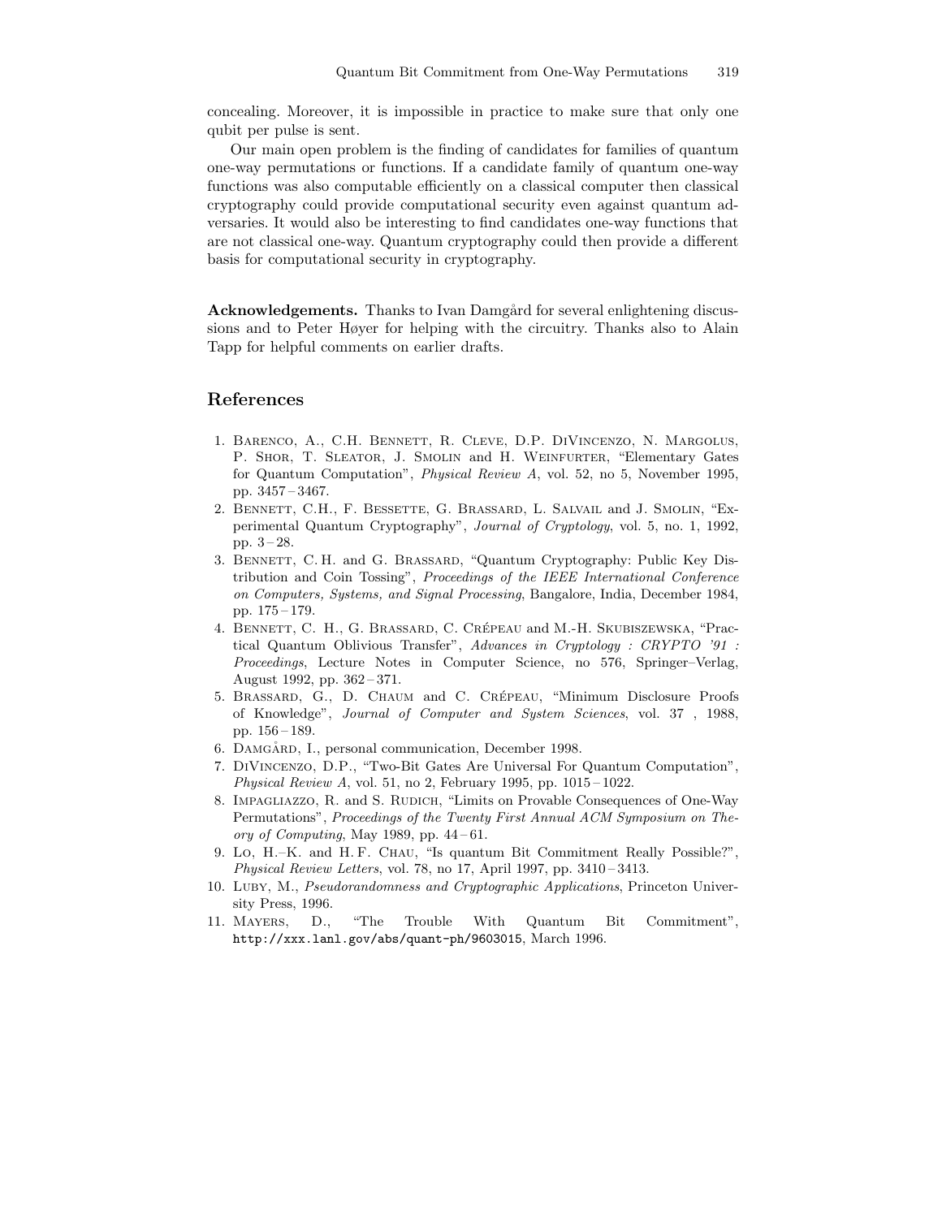concealing. Moreover, it is impossible in practice to make sure that only one qubit per pulse is sent.

Our main open problem is the finding of candidates for families of quantum one-way permutations or functions. If a candidate family of quantum one-way functions was also computable efficiently on a classical computer then classical cryptography could provide computational security even against quantum adversaries. It would also be interesting to find candidates one-way functions that are not classical one-way. Quantum cryptography could then provide a different basis for computational security in cryptography.

**Acknowledgements.** Thanks to Ivan Damgård for several enlightening discussions and to Peter Høyer for helping with the circuitry. Thanks also to Alain Tapp for helpful comments on earlier drafts.

## References

1. Barenco, A., C.H. Bennett, R. Cleve, D.P. DiVincenzo, N. Margolus, P. Shor, T. Sleator, J. Smolin and H. Weinfurter, "Elementary Gates for Quantum Computation", *Physical Review A*, vol. 52, no 5, November 1995, pp. 3457 – 3467.
2. Bennett, C.H., F. Bessette, G. Brassard, L. Salvail and J. Smolin, "Experimental Quantum Cryptography", *Journal of Cryptology*, vol. 5, no. 1, 1992, pp. 3 – 28.
3. Bennett, C. H. and G. Brassard, "Quantum Cryptography: Public Key Distribution and Coin Tossing", *Proceedings of the IEEE International Conference on Computers, Systems, and Signal Processing*, Bangalore, India, December 1984, pp. 175 – 179.
4. Bennett, C. H., G. Brassard, C. Crépeau and M.-H. Skubiszewska, "Practical Quantum Oblivious Transfer", *Advances in Cryptology : CRYPTO '91 : Proceedings*, Lecture Notes in Computer Science, no 576, Springer–Verlag, August 1992, pp. 362 – 371.
5. Brassard, G., D. Chaum and C. Crépeau, "Minimum Disclosure Proofs of Knowledge", *Journal of Computer and System Sciences*, vol. 37 , 1988, pp. 156 – 189.
6. Damgård, I., personal communication, December 1998.
7. DiVincenzo, D.P., "Two-Bit Gates Are Universal For Quantum Computation", *Physical Review A*, vol. 51, no 2, February 1995, pp. 1015 – 1022.
8. Impagliazzo, R. and S. Rudich, "Limits on Provable Consequences of One-Way Permutations", *Proceedings of the Twenty First Annual ACM Symposium on Theory of Computing*, May 1989, pp. 44 – 61.
9. Lo, H.–K. and H. F. Chau, "Is quantum Bit Commitment Really Possible?", *Physical Review Letters*, vol. 78, no 17, April 1997, pp. 3410 – 3413.
10. Luby, M., *Pseudorandomness and Cryptographic Applications*, Princeton University Press, 1996.
11. Mayers, D., "The Trouble With Quantum Bit Commitment", `http://xxx.lanl.gov/abs/quant-ph/9603015`, March 1996.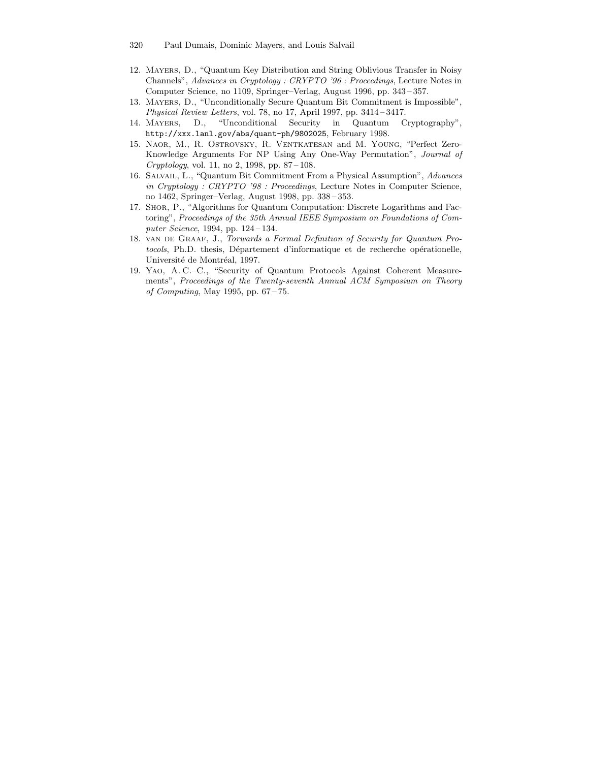12. Mayers, D., "Quantum Key Distribution and String Oblivious Transfer in Noisy Channels", *Advances in Cryptology : CRYPTO '96 : Proceedings*, Lecture Notes in Computer Science, no 1109, Springer–Verlag, August 1996, pp. 343 – 357.
13. Mayers, D., "Unconditionally Secure Quantum Bit Commitment is Impossible", *Physical Review Letters*, vol. 78, no 17, April 1997, pp. 3414 – 3417.
14. Mayers, D., "Unconditional Security in Quantum Cryptography", `http://xxx.lanl.gov/abs/quant-ph/9802025`, February 1998.
15. Naor, M., R. Ostrovsky, R. Ventkatesan and M. Young, "Perfect Zero-Knowledge Arguments For NP Using Any One-Way Permutation", *Journal of Cryptology*, vol. 11, no 2, 1998, pp. 87 – 108.
16. Salvail, L., "Quantum Bit Commitment From a Physical Assumption", *Advances in Cryptology : CRYPTO '98 : Proceedings*, Lecture Notes in Computer Science, no 1462, Springer–Verlag, August 1998, pp. 338 – 353.
17. Shor, P., "Algorithms for Quantum Computation: Discrete Logarithms and Factoring", *Proceedings of the 35th Annual IEEE Symposium on Foundations of Computer Science*, 1994, pp. 124 – 134.
18. van de Graaf, J., *Torwards a Formal Definition of Security for Quantum Protocols*, Ph.D. thesis, Département d'informatique et de recherche opérationelle, Université de Montréal, 1997.
19. Yao, A. C.–C., "Security of Quantum Protocols Against Coherent Measurements", *Proceedings of the Twenty-seventh Annual ACM Symposium on Theory of Computing*, May 1995, pp. 67 – 75.